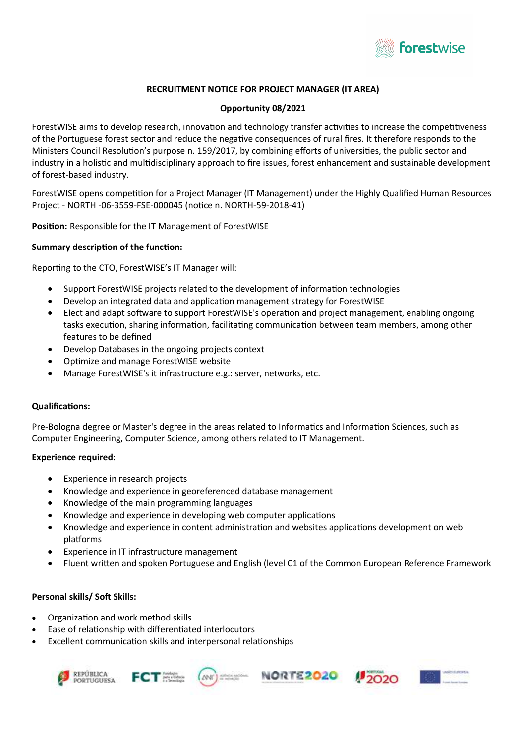# RECRUITMENT NOTICE FOR PROJECT MANAGER (IT AREA)

## Opportunity 08/2021

ForestWISE aims to develop research, innovation and technology transfer activities to increase the competitiveness of the Portuguese forest sector and reduce the negative consequences of rural fires. It therefore responds to the Ministers Council Resolution's purpose n. 159/2017, by combining efforts of universities, the public sector and industry in a holistic and multidisciplinary approach to fire issues, forest enhancement and sustainable development of forest-based industry.

ForestWISE opens competition for a Project Manager (IT Management) under the Highly Qualified Human Resources Project - NORTH -06-3559-FSE-000045 (notice n. NORTH-59-2018-41)

**Position:** Responsible for the IT Management of ForestWISE

**Summary description of the function:**

Reporting to the CTO, ForestWISE's IT Manager will:

- Support ForestWISE projects related to the development of information technologies
- Develop an integrated data and application management strategy for ForestWISE
- Elect and adapt software to support ForestWISE's operation and project management, enabling ongoing tasks execution, sharing information, facilitating communication between team members, among other features to be defined
- Develop Databases in the ongoing projects context
- Optimize and manage ForestWISE website
- Manage ForestWISE's it infrastructure e.g.: server, networks, etc.

**Qualifications:**

Pre-Bologna degree or Master's degree in the areas related to Informatics and Information Sciences, such as Computer Engineering, Computer Science, among others related to IT Management.

**Experience required:**

- Experience in research projects
- Knowledge and experience in georeferenced database management
- Knowledge of the main programming languages
- Knowledge and experience in developing web computer applications
- Knowledge and experience in content administration and websites applications development on web platforms
- Experience in IT infrastructure management
- Fluent written and spoken Portuguese and English (level C1 of the Common European Reference Framework

**Personal skills/ Soft Skills:**

- Organization and work method skills
- Ease of relationship with differentiated interlocutors
- Excellent communication skills and interpersonal relationships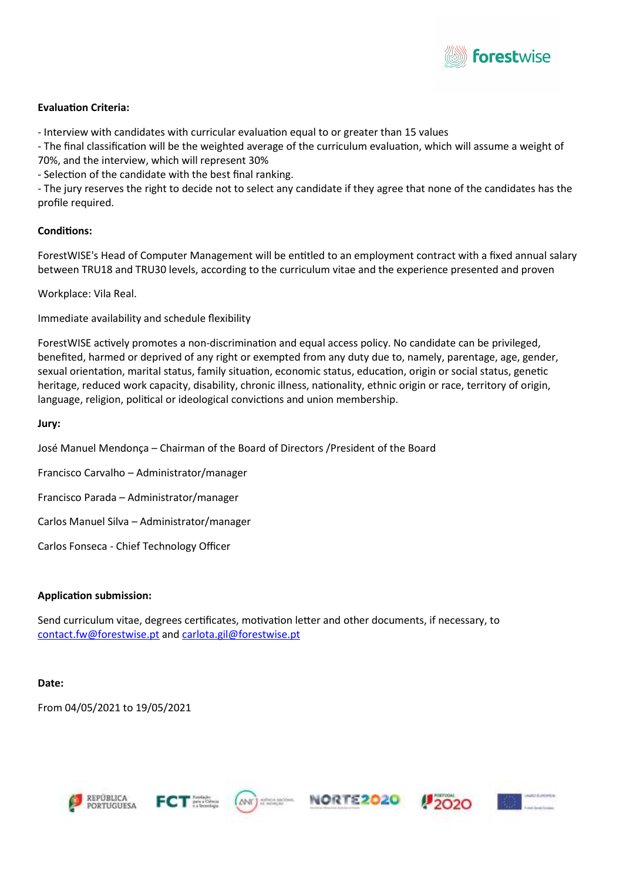**Evaluation Criteria:**

- Interview with candidates with curricular evaluation equal to or greater than 15 values
- The final classification will be the weighted average of the curriculum evaluation, which will assume a weight of 70%, and the interview, which will represent 30%
- Selection of the candidate with the best final ranking.
- The jury reserves the right to decide not to select any candidate if they agree that none of the candidates has the profile required.

**Conditions:**

ForestWISE's Head of Computer Management will be entitled to an employment contract with a fixed annual salary between TRU18 and TRU30 levels, according to the curriculum vitae and the experience presented and proven

Workplace: Vila Real.

Immediate availability and schedule flexibility

ForestWISE actively promotes a non-discrimination and equal access policy. No candidate can be privileged, benefited, harmed or deprived of any right or exempted from any duty due to, namely, parentage, age, gender, sexual orientation, marital status, family situation, economic status, education, origin or social status, genetic heritage, reduced work capacity, disability, chronic illness, nationality, ethnic origin or race, territory of origin, language, religion, political or ideological convictions and union membership.

**Jury:**

José Manuel Mendonça – Chairman of the Board of Directors /President of the Board

Francisco Carvalho – Administrator/manager

Francisco Parada – Administrator/manager

Carlos Manuel Silva – Administrator/manager

Carlos Fonseca - Chief Technology Officer

**Application submission:**

Send curriculum vitae, degrees certificates, motivation letter and other documents, if necessary, to contact.fw@forestwise.pt and carlota.gil@forestwise.pt

**Date:**

From 04/05/2021 to 19/05/2021